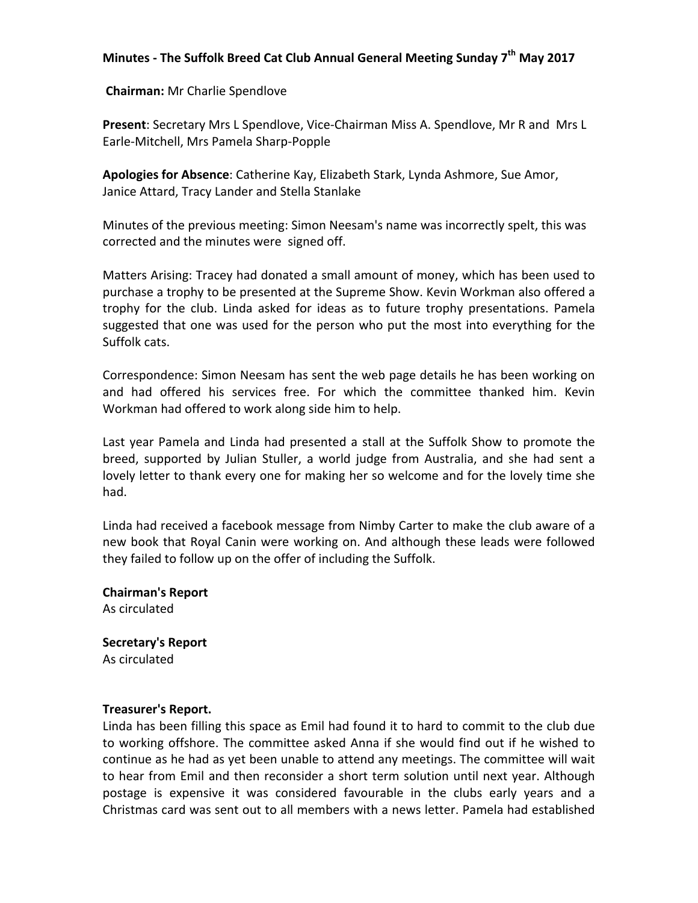# Minutes - The Suffolk Breed Cat Club Annual General Meeting Sunday 7th May 2017

**Chairman:** Mr Charlie Spendlove

**Present**: Secretary Mrs L Spendlove, Vice-Chairman Miss A. Spendlove, Mr R and Mrs L Earle-Mitchell, Mrs Pamela Sharp-Popple

**Apologies for Absence**: Catherine Kay, Elizabeth Stark, Lynda Ashmore, Sue Amor, Janice Attard, Tracy Lander and Stella Stanlake

Minutes of the previous meeting: Simon Neesam's name was incorrectly spelt, this was corrected and the minutes were signed off.

Matters Arising: Tracey had donated a small amount of money, which has been used to purchase a trophy to be presented at the Supreme Show. Kevin Workman also offered a trophy for the club. Linda asked for ideas as to future trophy presentations. Pamela suggested that one was used for the person who put the most into everything for the Suffolk cats.

Correspondence: Simon Neesam has sent the web page details he has been working on and had offered his services free. For which the committee thanked him. Kevin Workman had offered to work along side him to help.

Last year Pamela and Linda had presented a stall at the Suffolk Show to promote the breed, supported by Julian Stuller, a world judge from Australia, and she had sent a lovely letter to thank every one for making her so welcome and for the lovely time she had.

Linda had received a facebook message from Nimby Carter to make the club aware of a new book that Royal Canin were working on. And although these leads were followed they failed to follow up on the offer of including the Suffolk.

**Chairman's Report**
As circulated

**Secretary's Report**
As circulated

**Treasurer's Report.**
Linda has been filling this space as Emil had found it to hard to commit to the club due to working offshore. The committee asked Anna if she would find out if he wished to continue as he had as yet been unable to attend any meetings. The committee will wait to hear from Emil and then reconsider a short term solution until next year. Although postage is expensive it was considered favourable in the clubs early years and a Christmas card was sent out to all members with a news letter. Pamela had established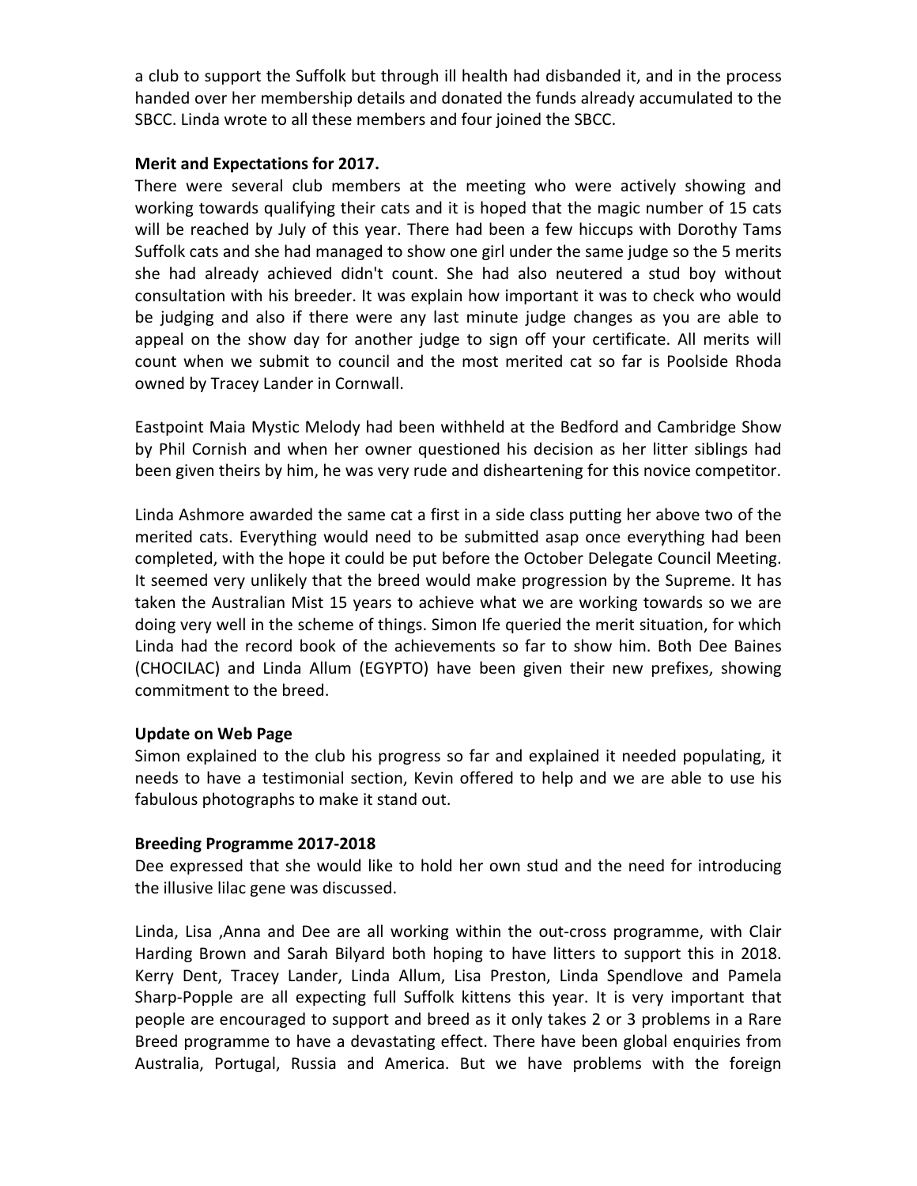a club to support the Suffolk but through ill health had disbanded it, and in the process handed over her membership details and donated the funds already accumulated to the SBCC. Linda wrote to all these members and four joined the SBCC.

**Merit and Expectations for 2017.**

There were several club members at the meeting who were actively showing and working towards qualifying their cats and it is hoped that the magic number of 15 cats will be reached by July of this year. There had been a few hiccups with Dorothy Tams Suffolk cats and she had managed to show one girl under the same judge so the 5 merits she had already achieved didn't count. She had also neutered a stud boy without consultation with his breeder. It was explain how important it was to check who would be judging and also if there were any last minute judge changes as you are able to appeal on the show day for another judge to sign off your certificate. All merits will count when we submit to council and the most merited cat so far is Poolside Rhoda owned by Tracey Lander in Cornwall.

Eastpoint Maia Mystic Melody had been withheld at the Bedford and Cambridge Show by Phil Cornish and when her owner questioned his decision as her litter siblings had been given theirs by him, he was very rude and disheartening for this novice competitor.

Linda Ashmore awarded the same cat a first in a side class putting her above two of the merited cats. Everything would need to be submitted asap once everything had been completed, with the hope it could be put before the October Delegate Council Meeting. It seemed very unlikely that the breed would make progression by the Supreme. It has taken the Australian Mist 15 years to achieve what we are working towards so we are doing very well in the scheme of things. Simon Ife queried the merit situation, for which Linda had the record book of the achievements so far to show him. Both Dee Baines (CHOCILAC) and Linda Allum (EGYPTO) have been given their new prefixes, showing commitment to the breed.

**Update on Web Page**

Simon explained to the club his progress so far and explained it needed populating, it needs to have a testimonial section, Kevin offered to help and we are able to use his fabulous photographs to make it stand out.

**Breeding Programme 2017-2018**

Dee expressed that she would like to hold her own stud and the need for introducing the illusive lilac gene was discussed.

Linda, Lisa ,Anna and Dee are all working within the out-cross programme, with Clair Harding Brown and Sarah Bilyard both hoping to have litters to support this in 2018. Kerry Dent, Tracey Lander, Linda Allum, Lisa Preston, Linda Spendlove and Pamela Sharp-Popple are all expecting full Suffolk kittens this year. It is very important that people are encouraged to support and breed as it only takes 2 or 3 problems in a Rare Breed programme to have a devastating effect. There have been global enquiries from Australia, Portugal, Russia and America. But we have problems with the foreign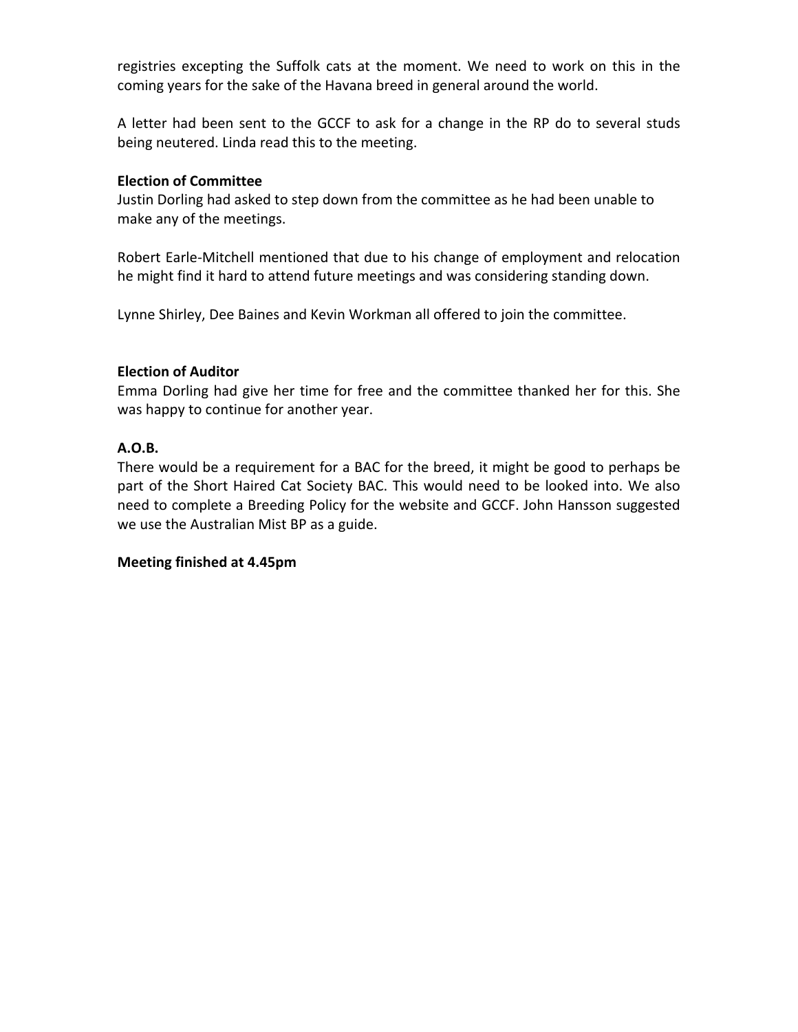registries excepting the Suffolk cats at the moment. We need to work on this in the coming years for the sake of the Havana breed in general around the world.

A letter had been sent to the GCCF to ask for a change in the RP do to several studs being neutered. Linda read this to the meeting.

**Election of Committee**

Justin Dorling had asked to step down from the committee as he had been unable to make any of the meetings.

Robert Earle-Mitchell mentioned that due to his change of employment and relocation he might find it hard to attend future meetings and was considering standing down.

Lynne Shirley, Dee Baines and Kevin Workman all offered to join the committee.

**Election of Auditor**

Emma Dorling had give her time for free and the committee thanked her for this. She was happy to continue for another year.

**A.O.B.**

There would be a requirement for a BAC for the breed, it might be good to perhaps be part of the Short Haired Cat Society BAC. This would need to be looked into. We also need to complete a Breeding Policy for the website and GCCF. John Hansson suggested we use the Australian Mist BP as a guide.

**Meeting finished at 4.45pm**